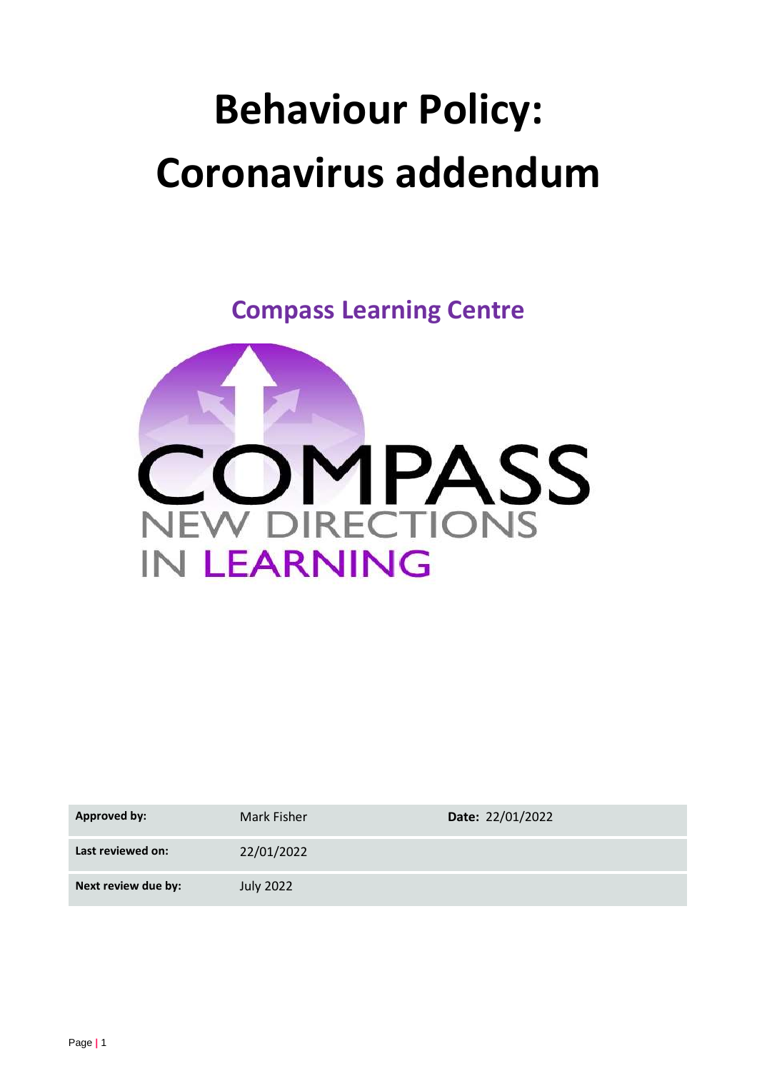# Behaviour Policy: Coronavirus addendum

## Compass Learning Centre

COMPASS
NEW DIRECTIONS
IN LEARNING

| **Approved by:** | Mark Fisher | **Date:** 22/01/2022 |
| --- | --- | --- |
| **Last reviewed on:** | 22/01/2022 | |
| **Next review due by:** | July 2022 | |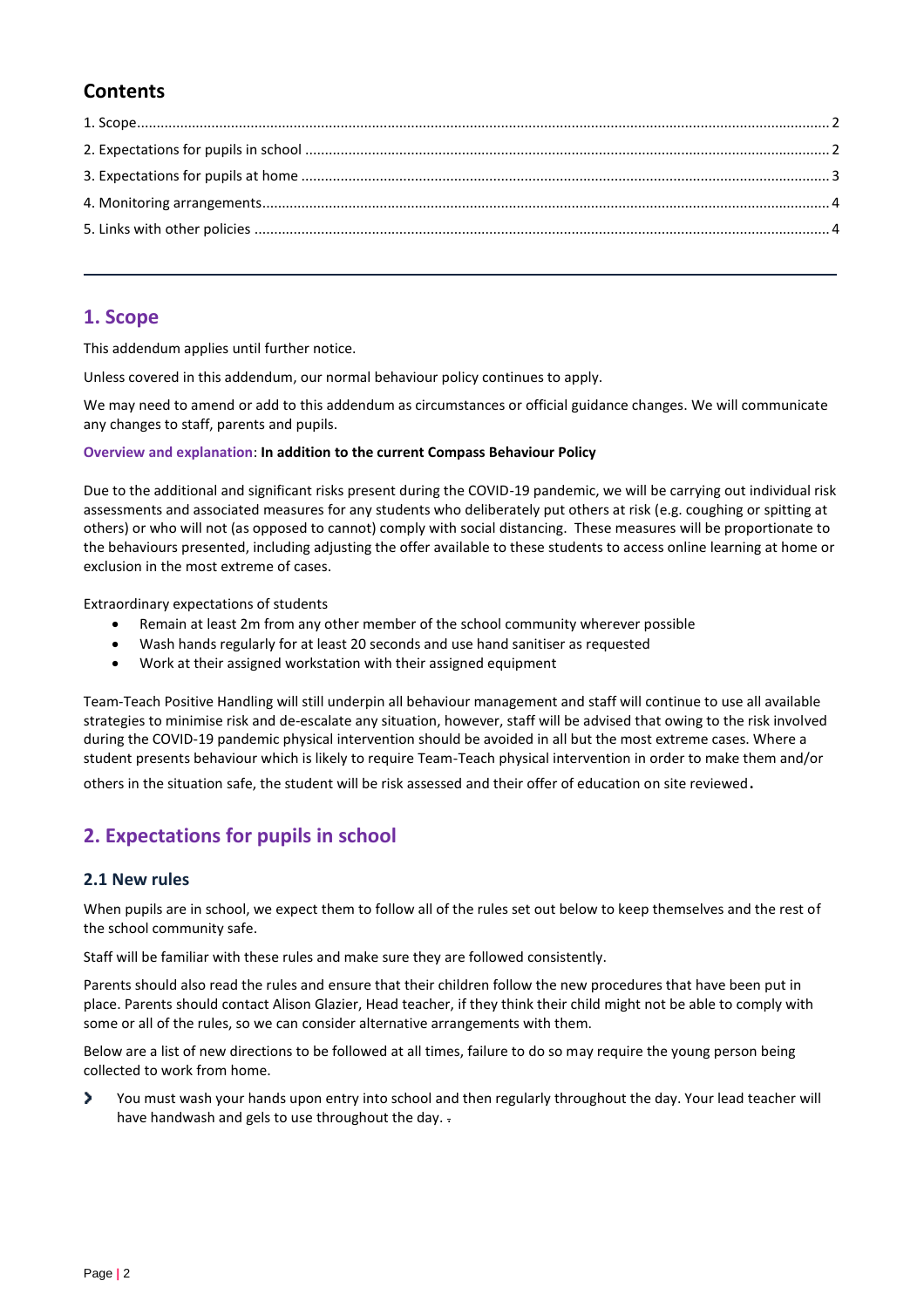## Contents

1. Scope ........ 2
2. Expectations for pupils in school ........ 2
3. Expectations for pupils at home ........ 3
4. Monitoring arrangements ........ 4
5. Links with other policies ........ 4

---

## 1. Scope

This addendum applies until further notice.

Unless covered in this addendum, our normal behaviour policy continues to apply.

We may need to amend or add to this addendum as circumstances or official guidance changes. We will communicate any changes to staff, parents and pupils.

**Overview and explanation**: **In addition to the current Compass Behaviour Policy**

Due to the additional and significant risks present during the COVID-19 pandemic, we will be carrying out individual risk assessments and associated measures for any students who deliberately put others at risk (e.g. coughing or spitting at others) or who will not (as opposed to cannot) comply with social distancing. These measures will be proportionate to the behaviours presented, including adjusting the offer available to these students to access online learning at home or exclusion in the most extreme of cases.

Extraordinary expectations of students

- Remain at least 2m from any other member of the school community wherever possible
- Wash hands regularly for at least 20 seconds and use hand sanitiser as requested
- Work at their assigned workstation with their assigned equipment

Team-Teach Positive Handling will still underpin all behaviour management and staff will continue to use all available strategies to minimise risk and de-escalate any situation, however, staff will be advised that owing to the risk involved during the COVID-19 pandemic physical intervention should be avoided in all but the most extreme cases. Where a student presents behaviour which is likely to require Team-Teach physical intervention in order to make them and/or others in the situation safe, the student will be risk assessed and their offer of education on site reviewed.

## 2. Expectations for pupils in school

### 2.1 New rules

When pupils are in school, we expect them to follow all of the rules set out below to keep themselves and the rest of the school community safe.

Staff will be familiar with these rules and make sure they are followed consistently.

Parents should also read the rules and ensure that their children follow the new procedures that have been put in place. Parents should contact Alison Glazier, Head teacher, if they think their child might not be able to comply with some or all of the rules, so we can consider alternative arrangements with them.

Below are a list of new directions to be followed at all times, failure to do so may require the young person being collected to work from home.

- You must wash your hands upon entry into school and then regularly throughout the day. Your lead teacher will have handwash and gels to use throughout the day.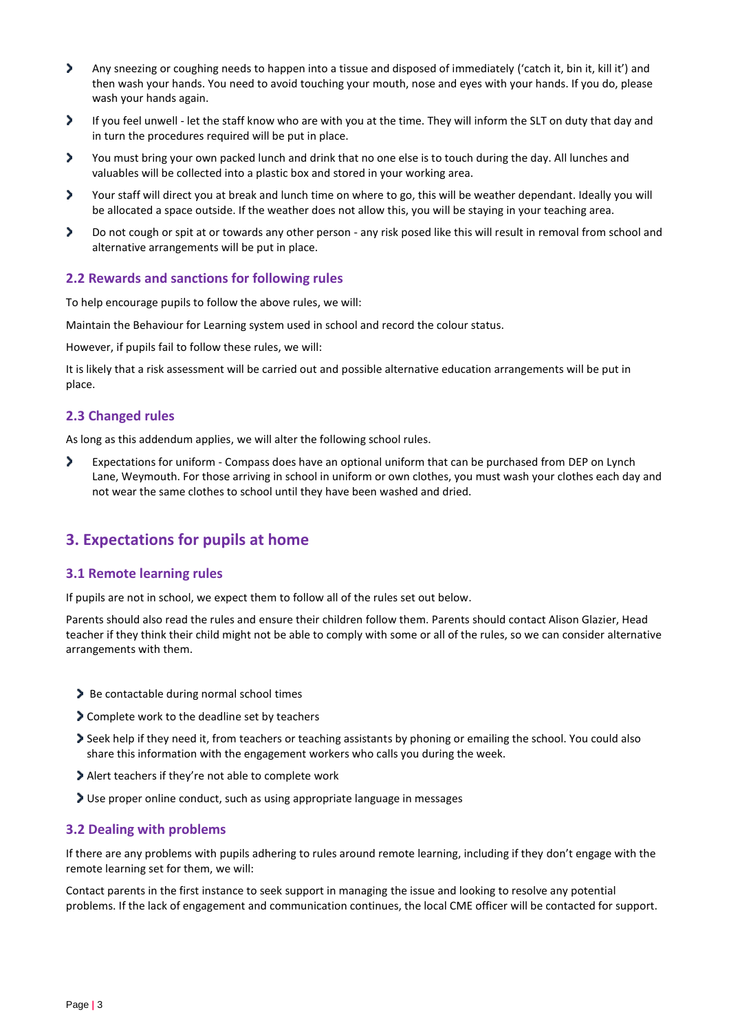- Any sneezing or coughing needs to happen into a tissue and disposed of immediately ('catch it, bin it, kill it') and then wash your hands. You need to avoid touching your mouth, nose and eyes with your hands. If you do, please wash your hands again.
- If you feel unwell - let the staff know who are with you at the time. They will inform the SLT on duty that day and in turn the procedures required will be put in place.
- You must bring your own packed lunch and drink that no one else is to touch during the day. All lunches and valuables will be collected into a plastic box and stored in your working area.
- Your staff will direct you at break and lunch time on where to go, this will be weather dependant. Ideally you will be allocated a space outside. If the weather does not allow this, you will be staying in your teaching area.
- Do not cough or spit at or towards any other person - any risk posed like this will result in removal from school and alternative arrangements will be put in place.

### 2.2 Rewards and sanctions for following rules

To help encourage pupils to follow the above rules, we will:

Maintain the Behaviour for Learning system used in school and record the colour status.

However, if pupils fail to follow these rules, we will:

It is likely that a risk assessment will be carried out and possible alternative education arrangements will be put in place.

### 2.3 Changed rules

As long as this addendum applies, we will alter the following school rules.

- Expectations for uniform - Compass does have an optional uniform that can be purchased from DEP on Lynch Lane, Weymouth. For those arriving in school in uniform or own clothes, you must wash your clothes each day and not wear the same clothes to school until they have been washed and dried.

## 3. Expectations for pupils at home

### 3.1 Remote learning rules

If pupils are not in school, we expect them to follow all of the rules set out below.

Parents should also read the rules and ensure their children follow them. Parents should contact Alison Glazier, Head teacher if they think their child might not be able to comply with some or all of the rules, so we can consider alternative arrangements with them.

- Be contactable during normal school times
- Complete work to the deadline set by teachers
- Seek help if they need it, from teachers or teaching assistants by phoning or emailing the school. You could also share this information with the engagement workers who calls you during the week.
- Alert teachers if they're not able to complete work
- Use proper online conduct, such as using appropriate language in messages

### 3.2 Dealing with problems

If there are any problems with pupils adhering to rules around remote learning, including if they don't engage with the remote learning set for them, we will:

Contact parents in the first instance to seek support in managing the issue and looking to resolve any potential problems. If the lack of engagement and communication continues, the local CME officer will be contacted for support.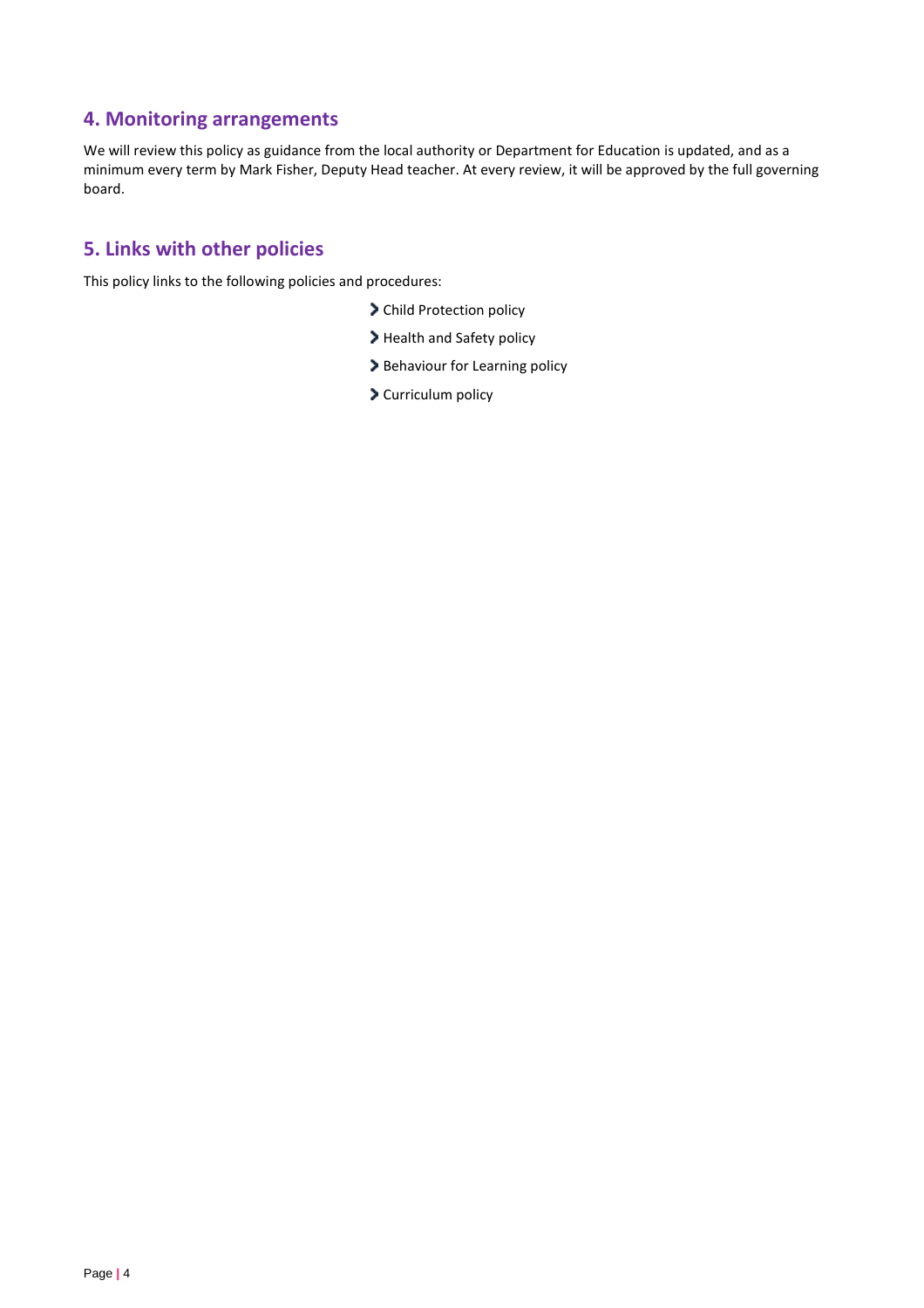## 4. Monitoring arrangements

We will review this policy as guidance from the local authority or Department for Education is updated, and as a minimum every term by Mark Fisher, Deputy Head teacher. At every review, it will be approved by the full governing board.

## 5. Links with other policies

This policy links to the following policies and procedures:

- Child Protection policy
- Health and Safety policy
- Behaviour for Learning policy
- Curriculum policy